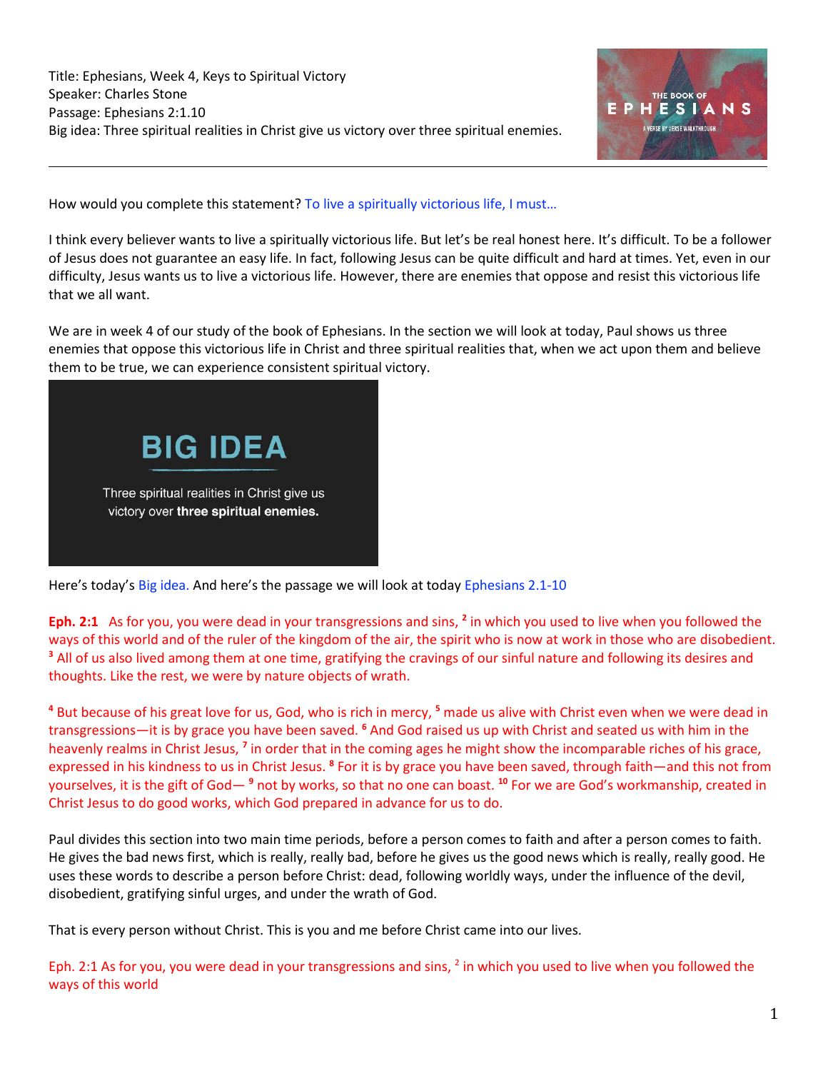Title: Ephesians, Week 4, Keys to Spiritual Victory
Speaker: Charles Stone
Passage: Ephesians 2:1.10
Big idea: Three spiritual realities in Christ give us victory over three spiritual enemies.

---

How would you complete this statement? To live a spiritually victorious life, I must…

I think every believer wants to live a spiritually victorious life. But let's be real honest here. It's difficult. To be a follower of Jesus does not guarantee an easy life. In fact, following Jesus can be quite difficult and hard at times. Yet, even in our difficulty, Jesus wants us to live a victorious life. However, there are enemies that oppose and resist this victorious life that we all want.

We are in week 4 of our study of the book of Ephesians. In the section we will look at today, Paul shows us three enemies that oppose this victorious life in Christ and three spiritual realities that, when we act upon them and believe them to be true, we can experience consistent spiritual victory.

**BIG IDEA**

Three spiritual realities in Christ give us victory over **three spiritual enemies.**

Here's today's Big idea. And here's the passage we will look at today Ephesians 2.1-10

**Eph. 2:1** As for you, you were dead in your transgressions and sins, [2] in which you used to live when you followed the ways of this world and of the ruler of the kingdom of the air, the spirit who is now at work in those who are disobedient. [3] All of us also lived among them at one time, gratifying the cravings of our sinful nature and following its desires and thoughts. Like the rest, we were by nature objects of wrath.

[4] But because of his great love for us, God, who is rich in mercy, [5] made us alive with Christ even when we were dead in transgressions—it is by grace you have been saved. [6] And God raised us up with Christ and seated us with him in the heavenly realms in Christ Jesus, [7] in order that in the coming ages he might show the incomparable riches of his grace, expressed in his kindness to us in Christ Jesus. [8] For it is by grace you have been saved, through faith—and this not from yourselves, it is the gift of God— [9] not by works, so that no one can boast. [10] For we are God's workmanship, created in Christ Jesus to do good works, which God prepared in advance for us to do.

Paul divides this section into two main time periods, before a person comes to faith and after a person comes to faith. He gives the bad news first, which is really, really bad, before he gives us the good news which is really, really good. He uses these words to describe a person before Christ: dead, following worldly ways, under the influence of the devil, disobedient, gratifying sinful urges, and under the wrath of God.

That is every person without Christ. This is you and me before Christ came into our lives.

Eph. 2:1 As for you, you were dead in your transgressions and sins, [2] in which you used to live when you followed the ways of this world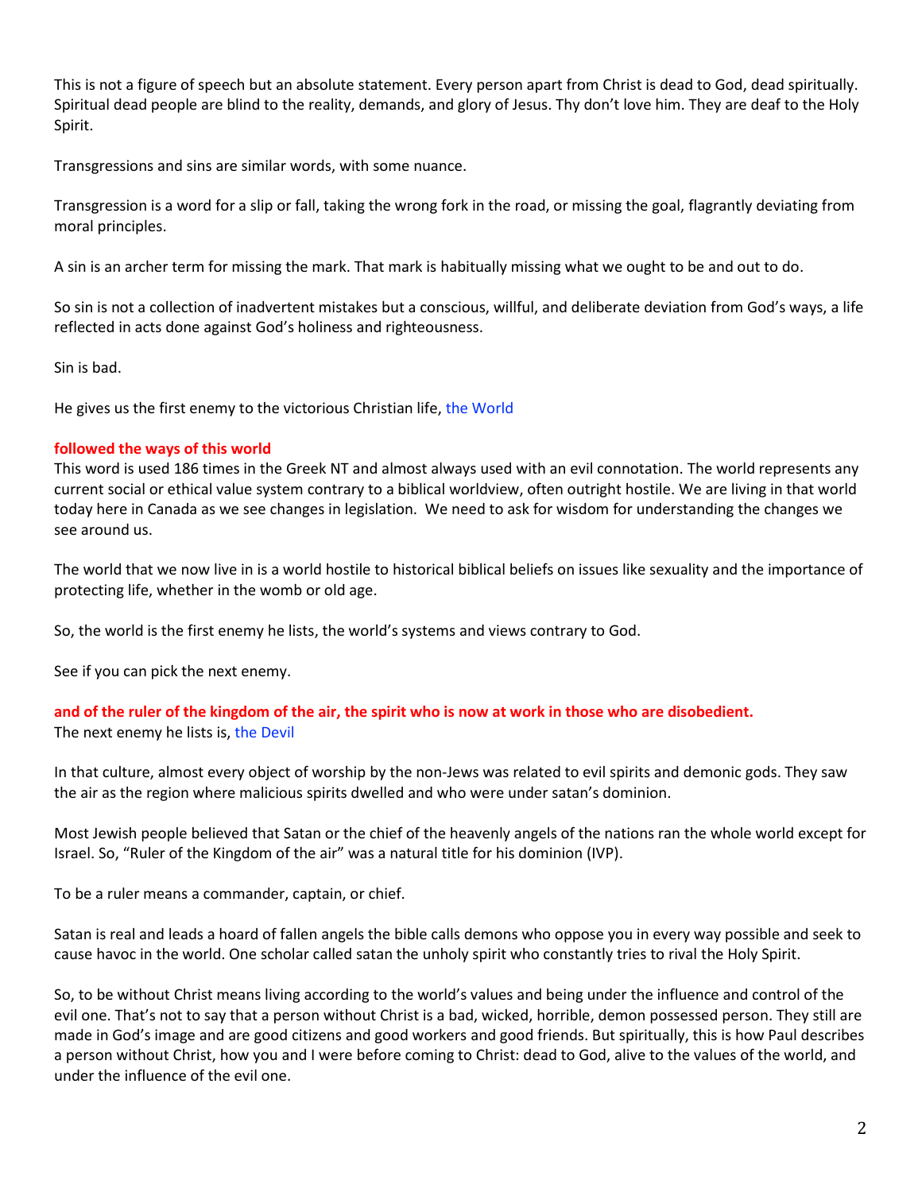This is not a figure of speech but an absolute statement. Every person apart from Christ is dead to God, dead spiritually. Spiritual dead people are blind to the reality, demands, and glory of Jesus. Thy don't love him. They are deaf to the Holy Spirit.

Transgressions and sins are similar words, with some nuance.

Transgression is a word for a slip or fall, taking the wrong fork in the road, or missing the goal, flagrantly deviating from moral principles.

A sin is an archer term for missing the mark. That mark is habitually missing what we ought to be and out to do.

So sin is not a collection of inadvertent mistakes but a conscious, willful, and deliberate deviation from God's ways, a life reflected in acts done against God's holiness and righteousness.

Sin is bad.

He gives us the first enemy to the victorious Christian life, the World

**followed the ways of this world**
This word is used 186 times in the Greek NT and almost always used with an evil connotation. The world represents any current social or ethical value system contrary to a biblical worldview, often outright hostile. We are living in that world today here in Canada as we see changes in legislation. We need to ask for wisdom for understanding the changes we see around us.

The world that we now live in is a world hostile to historical biblical beliefs on issues like sexuality and the importance of protecting life, whether in the womb or old age.

So, the world is the first enemy he lists, the world's systems and views contrary to God.

See if you can pick the next enemy.

**and of the ruler of the kingdom of the air, the spirit who is now at work in those who are disobedient.**
The next enemy he lists is, the Devil

In that culture, almost every object of worship by the non-Jews was related to evil spirits and demonic gods. They saw the air as the region where malicious spirits dwelled and who were under satan's dominion.

Most Jewish people believed that Satan or the chief of the heavenly angels of the nations ran the whole world except for Israel. So, "Ruler of the Kingdom of the air" was a natural title for his dominion (IVP).

To be a ruler means a commander, captain, or chief.

Satan is real and leads a hoard of fallen angels the bible calls demons who oppose you in every way possible and seek to cause havoc in the world. One scholar called satan the unholy spirit who constantly tries to rival the Holy Spirit.

So, to be without Christ means living according to the world's values and being under the influence and control of the evil one. That's not to say that a person without Christ is a bad, wicked, horrible, demon possessed person. They still are made in God's image and are good citizens and good workers and good friends. But spiritually, this is how Paul describes a person without Christ, how you and I were before coming to Christ: dead to God, alive to the values of the world, and under the influence of the evil one.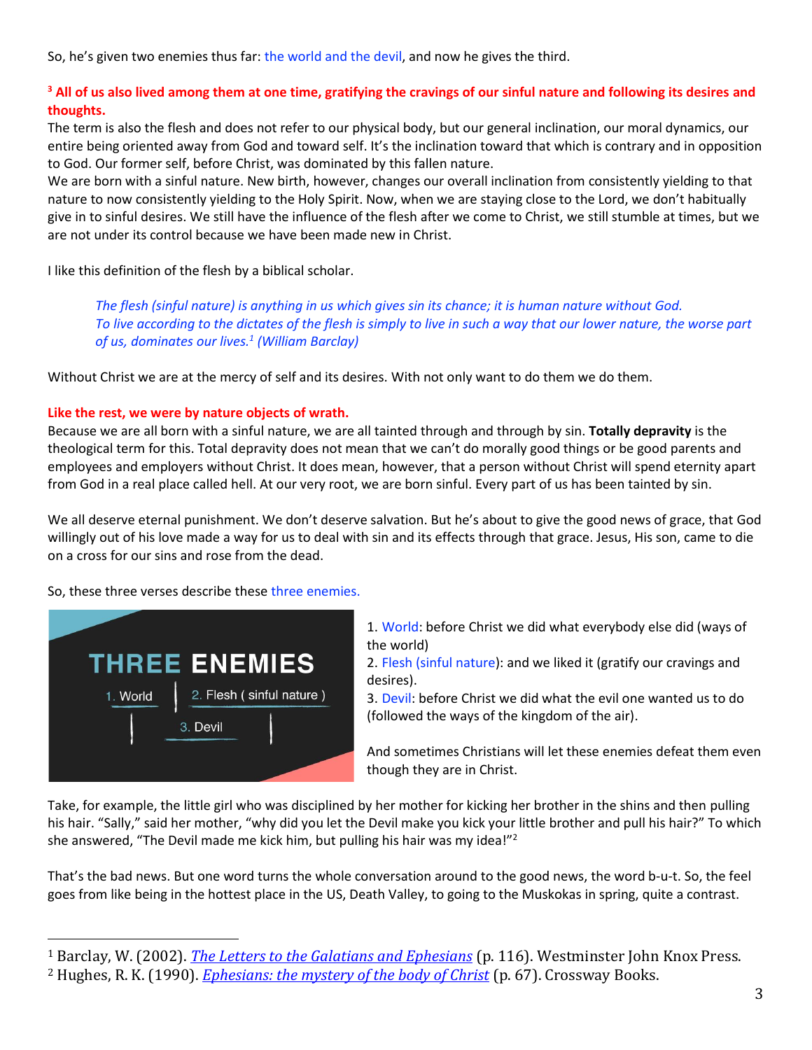So, he's given two enemies thus far: the world and the devil, and now he gives the third.

**[3] All of us also lived among them at one time, gratifying the cravings of our sinful nature and following its desires and thoughts.**

The term is also the flesh and does not refer to our physical body, but our general inclination, our moral dynamics, our entire being oriented away from God and toward self. It's the inclination toward that which is contrary and in opposition to God. Our former self, before Christ, was dominated by this fallen nature.

We are born with a sinful nature. New birth, however, changes our overall inclination from consistently yielding to that nature to now consistently yielding to the Holy Spirit. Now, when we are staying close to the Lord, we don't habitually give in to sinful desires. We still have the influence of the flesh after we come to Christ, we still stumble at times, but we are not under its control because we have been made new in Christ.

I like this definition of the flesh by a biblical scholar.

> *The flesh (sinful nature) is anything in us which gives sin its chance; it is human nature without God. To live according to the dictates of the flesh is simply to live in such a way that our lower nature, the worse part of us, dominates our lives.[1] (William Barclay)*

Without Christ we are at the mercy of self and its desires. With not only want to do them we do them.

**Like the rest, we were by nature objects of wrath.**

Because we are all born with a sinful nature, we are all tainted through and through by sin. **Totally depravity** is the theological term for this. Total depravity does not mean that we can't do morally good things or be good parents and employees and employers without Christ. It does mean, however, that a person without Christ will spend eternity apart from God in a real place called hell. At our very root, we are born sinful. Every part of us has been tainted by sin.

We all deserve eternal punishment. We don't deserve salvation. But he's about to give the good news of grace, that God willingly out of his love made a way for us to deal with sin and its effects through that grace. Jesus, His son, came to die on a cross for our sins and rose from the dead.

So, these three verses describe these three enemies.

THREE ENEMIES

1. World | 2. Flesh ( sinful nature ) | 3. Devil

1. World: before Christ we did what everybody else did (ways of the world)
2. Flesh (sinful nature): and we liked it (gratify our cravings and desires).
3. Devil: before Christ we did what the evil one wanted us to do (followed the ways of the kingdom of the air).

And sometimes Christians will let these enemies defeat them even though they are in Christ.

Take, for example, the little girl who was disciplined by her mother for kicking her brother in the shins and then pulling his hair. "Sally," said her mother, "why did you let the Devil make you kick your little brother and pull his hair?" To which she answered, "The Devil made me kick him, but pulling his hair was my idea!"[2]

That's the bad news. But one word turns the whole conversation around to the good news, the word b-u-t. So, the feel goes from like being in the hottest place in the US, Death Valley, to going to the Muskokas in spring, quite a contrast.

---

[1] Barclay, W. (2002). *The Letters to the Galatians and Ephesians* (p. 116). Westminster John Knox Press.

[2] Hughes, R. K. (1990). *Ephesians: the mystery of the body of Christ* (p. 67). Crossway Books.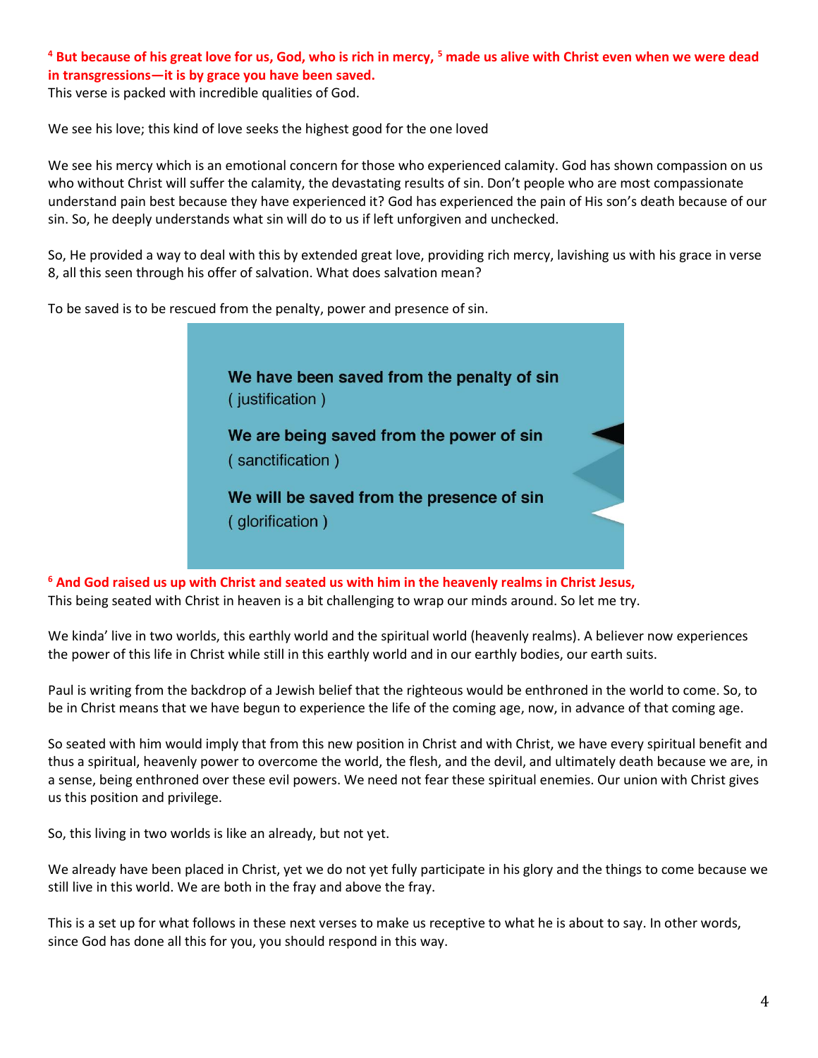**[4] But because of his great love for us, God, who is rich in mercy, [5] made us alive with Christ even when we were dead in transgressions—it is by grace you have been saved.**

This verse is packed with incredible qualities of God.

We see his love; this kind of love seeks the highest good for the one loved

We see his mercy which is an emotional concern for those who experienced calamity. God has shown compassion on us who without Christ will suffer the calamity, the devastating results of sin. Don't people who are most compassionate understand pain best because they have experienced it? God has experienced the pain of His son's death because of our sin. So, he deeply understands what sin will do to us if left unforgiven and unchecked.

So, He provided a way to deal with this by extended great love, providing rich mercy, lavishing us with his grace in verse 8, all this seen through his offer of salvation. What does salvation mean?

To be saved is to be rescued from the penalty, power and presence of sin.

**We have been saved from the penalty of sin**
( justification )

**We are being saved from the power of sin**
( sanctification )

**We will be saved from the presence of sin**
( glorification )

**[6] And God raised us up with Christ and seated us with him in the heavenly realms in Christ Jesus,**

This being seated with Christ in heaven is a bit challenging to wrap our minds around. So let me try.

We kinda' live in two worlds, this earthly world and the spiritual world (heavenly realms). A believer now experiences the power of this life in Christ while still in this earthly world and in our earthly bodies, our earth suits.

Paul is writing from the backdrop of a Jewish belief that the righteous would be enthroned in the world to come. So, to be in Christ means that we have begun to experience the life of the coming age, now, in advance of that coming age.

So seated with him would imply that from this new position in Christ and with Christ, we have every spiritual benefit and thus a spiritual, heavenly power to overcome the world, the flesh, and the devil, and ultimately death because we are, in a sense, being enthroned over these evil powers. We need not fear these spiritual enemies. Our union with Christ gives us this position and privilege.

So, this living in two worlds is like an already, but not yet.

We already have been placed in Christ, yet we do not yet fully participate in his glory and the things to come because we still live in this world. We are both in the fray and above the fray.

This is a set up for what follows in these next verses to make us receptive to what he is about to say. In other words, since God has done all this for you, you should respond in this way.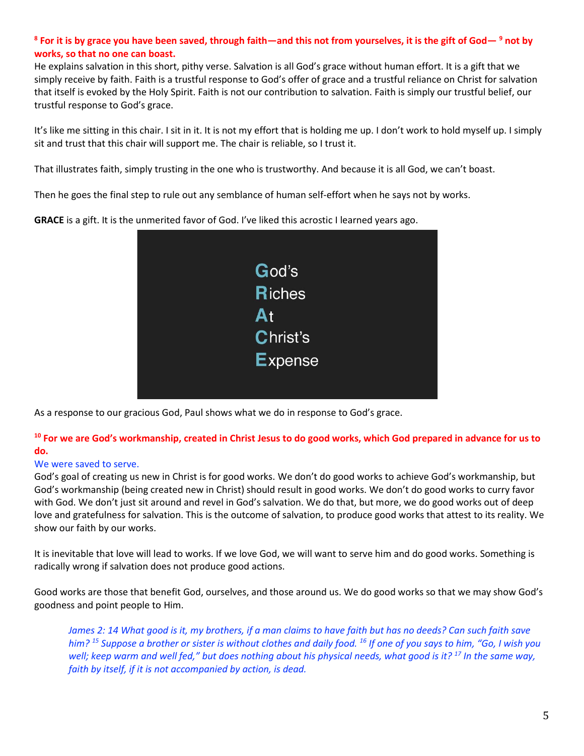**[8] For it is by grace you have been saved, through faith—and this not from yourselves, it is the gift of God— [9] not by works, so that no one can boast.**

He explains salvation in this short, pithy verse. Salvation is all God's grace without human effort. It is a gift that we simply receive by faith. Faith is a trustful response to God's offer of grace and a trustful reliance on Christ for salvation that itself is evoked by the Holy Spirit. Faith is not our contribution to salvation. Faith is simply our trustful belief, our trustful response to God's grace.

It's like me sitting in this chair. I sit in it. It is not my effort that is holding me up. I don't work to hold myself up. I simply sit and trust that this chair will support me. The chair is reliable, so I trust it.

That illustrates faith, simply trusting in the one who is trustworthy. And because it is all God, we can't boast.

Then he goes the final step to rule out any semblance of human self-effort when he says not by works.

**GRACE** is a gift. It is the unmerited favor of God. I've liked this acrostic I learned years ago.

**G**od's
**R**iches
**A**t
**C**hrist's
**E**xpense

As a response to our gracious God, Paul shows what we do in response to God's grace.

**[10] For we are God's workmanship, created in Christ Jesus to do good works, which God prepared in advance for us to do.**

We were saved to serve.

God's goal of creating us new in Christ is for good works. We don't do good works to achieve God's workmanship, but God's workmanship (being created new in Christ) should result in good works. We don't do good works to curry favor with God. We don't just sit around and revel in God's salvation. We do that, but more, we do good works out of deep love and gratefulness for salvation. This is the outcome of salvation, to produce good works that attest to its reality. We show our faith by our works.

It is inevitable that love will lead to works. If we love God, we will want to serve him and do good works. Something is radically wrong if salvation does not produce good actions.

Good works are those that benefit God, ourselves, and those around us. We do good works so that we may show God's goodness and point people to Him.

> *James 2: 14 What good is it, my brothers, if a man claims to have faith but has no deeds? Can such faith save him? [15] Suppose a brother or sister is without clothes and daily food. [16] If one of you says to him, "Go, I wish you well; keep warm and well fed," but does nothing about his physical needs, what good is it? [17] In the same way, faith by itself, if it is not accompanied by action, is dead.*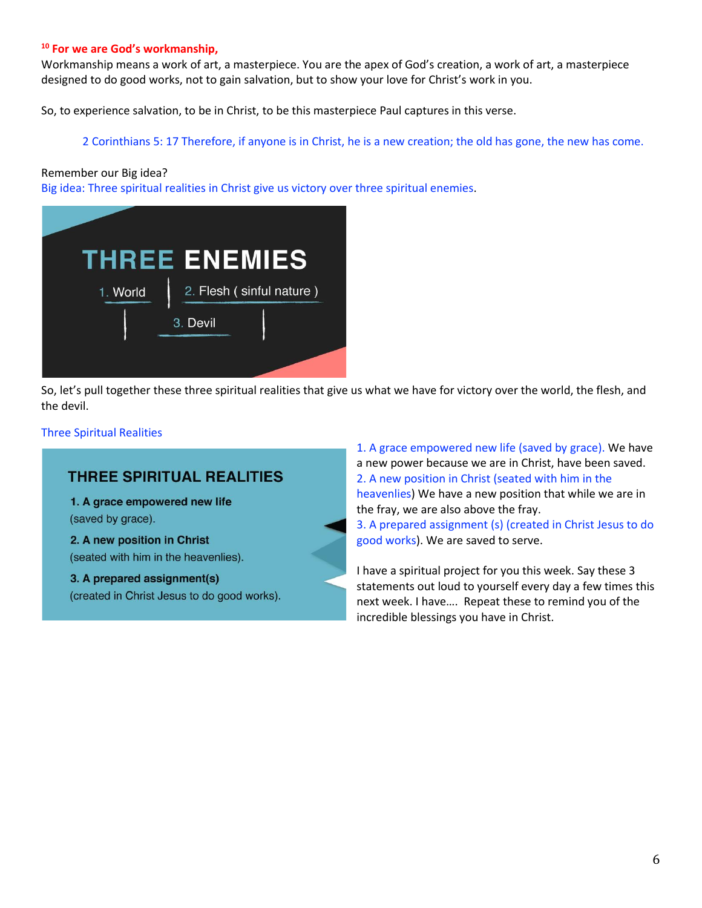**[10] For we are God's workmanship,**

Workmanship means a work of art, a masterpiece. You are the apex of God's creation, a work of art, a masterpiece designed to do good works, not to gain salvation, but to show your love for Christ's work in you.

So, to experience salvation, to be in Christ, to be this masterpiece Paul captures in this verse.

> 2 Corinthians 5: 17 Therefore, if anyone is in Christ, he is a new creation; the old has gone, the new has come.

Remember our Big idea?

Big idea: Three spiritual realities in Christ give us victory over three spiritual enemies.

THREE ENEMIES

1. World
2. Flesh ( sinful nature )
3. Devil

So, let's pull together these three spiritual realities that give us what we have for victory over the world, the flesh, and the devil.

Three Spiritual Realities

THREE SPIRITUAL REALITIES

1. A grace empowered new life (saved by grace).
2. A new position in Christ (seated with him in the heavenlies).
3. A prepared assignment(s) (created in Christ Jesus to do good works).

1. A grace empowered new life (saved by grace). We have a new power because we are in Christ, have been saved.
2. A new position in Christ (seated with him in the heavenlies) We have a new position that while we are in the fray, we are also above the fray.
3. A prepared assignment (s) (created in Christ Jesus to do good works). We are saved to serve.

I have a spiritual project for you this week. Say these 3 statements out loud to yourself every day a few times this next week. I have…. Repeat these to remind you of the incredible blessings you have in Christ.